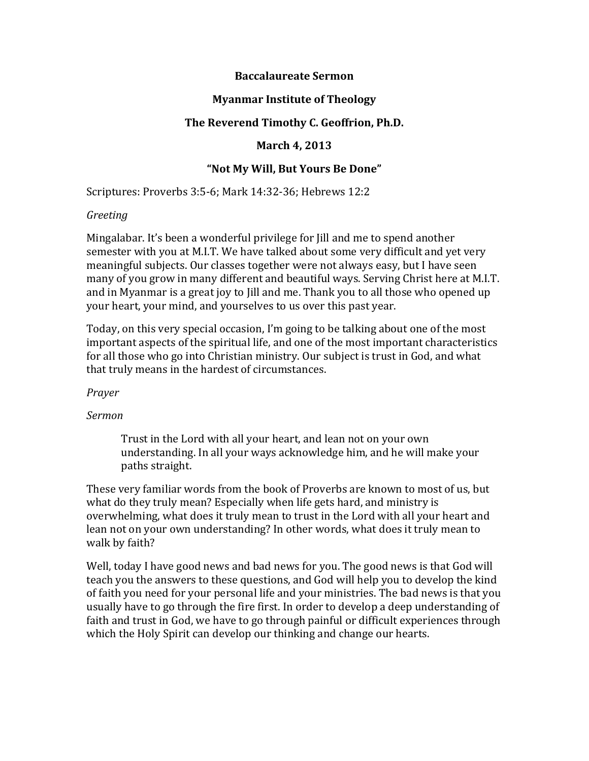**Baccalaureate Sermon**

**Myanmar Institute of Theology**

**The Reverend Timothy C. Geoffrion, Ph.D.**

**March 4, 2013**

**"Not My Will, But Yours Be Done"**

Scriptures: Proverbs 3:5-6; Mark 14:32-36; Hebrews 12:2

*Greeting*

Mingalabar. It's been a wonderful privilege for Jill and me to spend another semester with you at M.I.T. We have talked about some very difficult and yet very meaningful subjects. Our classes together were not always easy, but I have seen many of you grow in many different and beautiful ways. Serving Christ here at M.I.T. and in Myanmar is a great joy to Jill and me. Thank you to all those who opened up your heart, your mind, and yourselves to us over this past year.

Today, on this very special occasion, I'm going to be talking about one of the most important aspects of the spiritual life, and one of the most important characteristics for all those who go into Christian ministry. Our subject is trust in God, and what that truly means in the hardest of circumstances.

*Prayer*

*Sermon*

> Trust in the Lord with all your heart, and lean not on your own understanding. In all your ways acknowledge him, and he will make your paths straight.

These very familiar words from the book of Proverbs are known to most of us, but what do they truly mean? Especially when life gets hard, and ministry is overwhelming, what does it truly mean to trust in the Lord with all your heart and lean not on your own understanding? In other words, what does it truly mean to walk by faith?

Well, today I have good news and bad news for you. The good news is that God will teach you the answers to these questions, and God will help you to develop the kind of faith you need for your personal life and your ministries. The bad news is that you usually have to go through the fire first. In order to develop a deep understanding of faith and trust in God, we have to go through painful or difficult experiences through which the Holy Spirit can develop our thinking and change our hearts.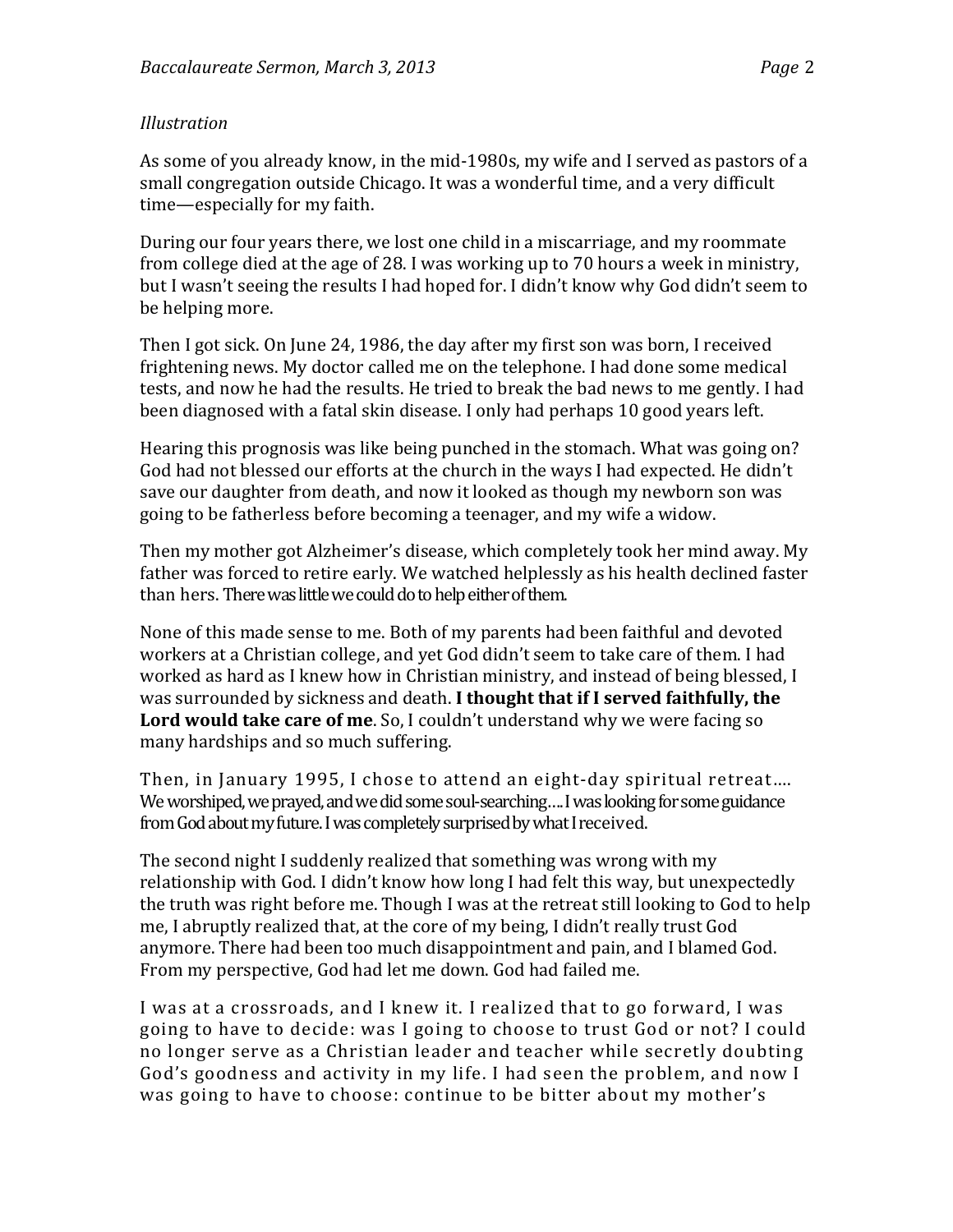*Illustration*

As some of you already know, in the mid-1980s, my wife and I served as pastors of a small congregation outside Chicago. It was a wonderful time, and a very difficult time—especially for my faith.

During our four years there, we lost one child in a miscarriage, and my roommate from college died at the age of 28. I was working up to 70 hours a week in ministry, but I wasn't seeing the results I had hoped for. I didn't know why God didn't seem to be helping more.

Then I got sick. On June 24, 1986, the day after my first son was born, I received frightening news. My doctor called me on the telephone. I had done some medical tests, and now he had the results. He tried to break the bad news to me gently. I had been diagnosed with a fatal skin disease. I only had perhaps 10 good years left.

Hearing this prognosis was like being punched in the stomach. What was going on? God had not blessed our efforts at the church in the ways I had expected. He didn't save our daughter from death, and now it looked as though my newborn son was going to be fatherless before becoming a teenager, and my wife a widow.

Then my mother got Alzheimer's disease, which completely took her mind away. My father was forced to retire early. We watched helplessly as his health declined faster than hers. There was little we could do to help either of them.

None of this made sense to me. Both of my parents had been faithful and devoted workers at a Christian college, and yet God didn't seem to take care of them. I had worked as hard as I knew how in Christian ministry, and instead of being blessed, I was surrounded by sickness and death. **I thought that if I served faithfully, the Lord would take care of me**. So, I couldn't understand why we were facing so many hardships and so much suffering.

Then, in January 1995, I chose to attend an eight-day spiritual retreat…. We worshiped, we prayed, and we did some soul-searching…. I was looking for some guidance from God about my future. I was completely surprised by what I received.

The second night I suddenly realized that something was wrong with my relationship with God. I didn't know how long I had felt this way, but unexpectedly the truth was right before me. Though I was at the retreat still looking to God to help me, I abruptly realized that, at the core of my being, I didn't really trust God anymore. There had been too much disappointment and pain, and I blamed God. From my perspective, God had let me down. God had failed me.

I was at a crossroads, and I knew it. I realized that to go forward, I was going to have to decide: was I going to choose to trust God or not? I could no longer serve as a Christian leader and teacher while secretly doubting God's goodness and activity in my life. I had seen the problem, and now I was going to have to choose: continue to be bitter about my mother's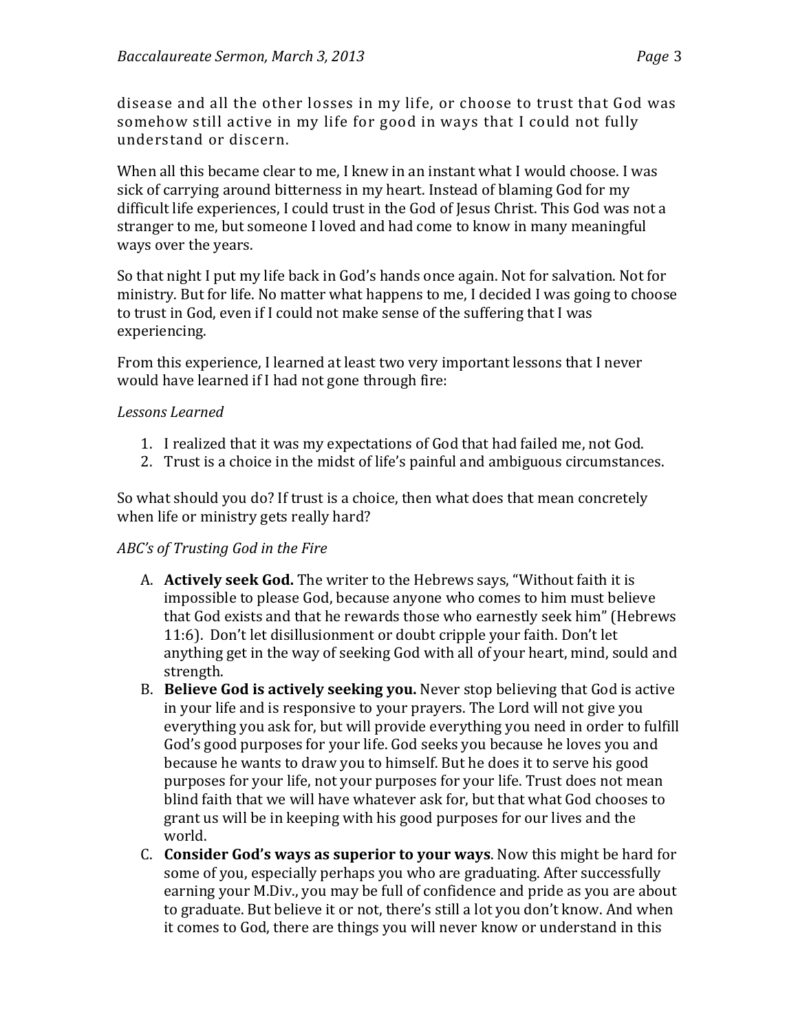disease and all the other losses in my life, or choose to trust that God was somehow still active in my life for good in ways that I could not fully understand or discern.

When all this became clear to me, I knew in an instant what I would choose. I was sick of carrying around bitterness in my heart. Instead of blaming God for my difficult life experiences, I could trust in the God of Jesus Christ. This God was not a stranger to me, but someone I loved and had come to know in many meaningful ways over the years.

So that night I put my life back in God's hands once again. Not for salvation. Not for ministry. But for life. No matter what happens to me, I decided I was going to choose to trust in God, even if I could not make sense of the suffering that I was experiencing.

From this experience, I learned at least two very important lessons that I never would have learned if I had not gone through fire:

*Lessons Learned*

1. I realized that it was my expectations of God that had failed me, not God.
2. Trust is a choice in the midst of life's painful and ambiguous circumstances.

So what should you do? If trust is a choice, then what does that mean concretely when life or ministry gets really hard?

*ABC's of Trusting God in the Fire*

A. **Actively seek God.** The writer to the Hebrews says, "Without faith it is impossible to please God, because anyone who comes to him must believe that God exists and that he rewards those who earnestly seek him" (Hebrews 11:6). Don't let disillusionment or doubt cripple your faith. Don't let anything get in the way of seeking God with all of your heart, mind, sould and strength.

B. **Believe God is actively seeking you.** Never stop believing that God is active in your life and is responsive to your prayers. The Lord will not give you everything you ask for, but will provide everything you need in order to fulfill God's good purposes for your life. God seeks you because he loves you and because he wants to draw you to himself. But he does it to serve his good purposes for your life, not your purposes for your life. Trust does not mean blind faith that we will have whatever ask for, but that what God chooses to grant us will be in keeping with his good purposes for our lives and the world.

C. **Consider God's ways as superior to your ways**. Now this might be hard for some of you, especially perhaps you who are graduating. After successfully earning your M.Div., you may be full of confidence and pride as you are about to graduate. But believe it or not, there's still a lot you don't know. And when it comes to God, there are things you will never know or understand in this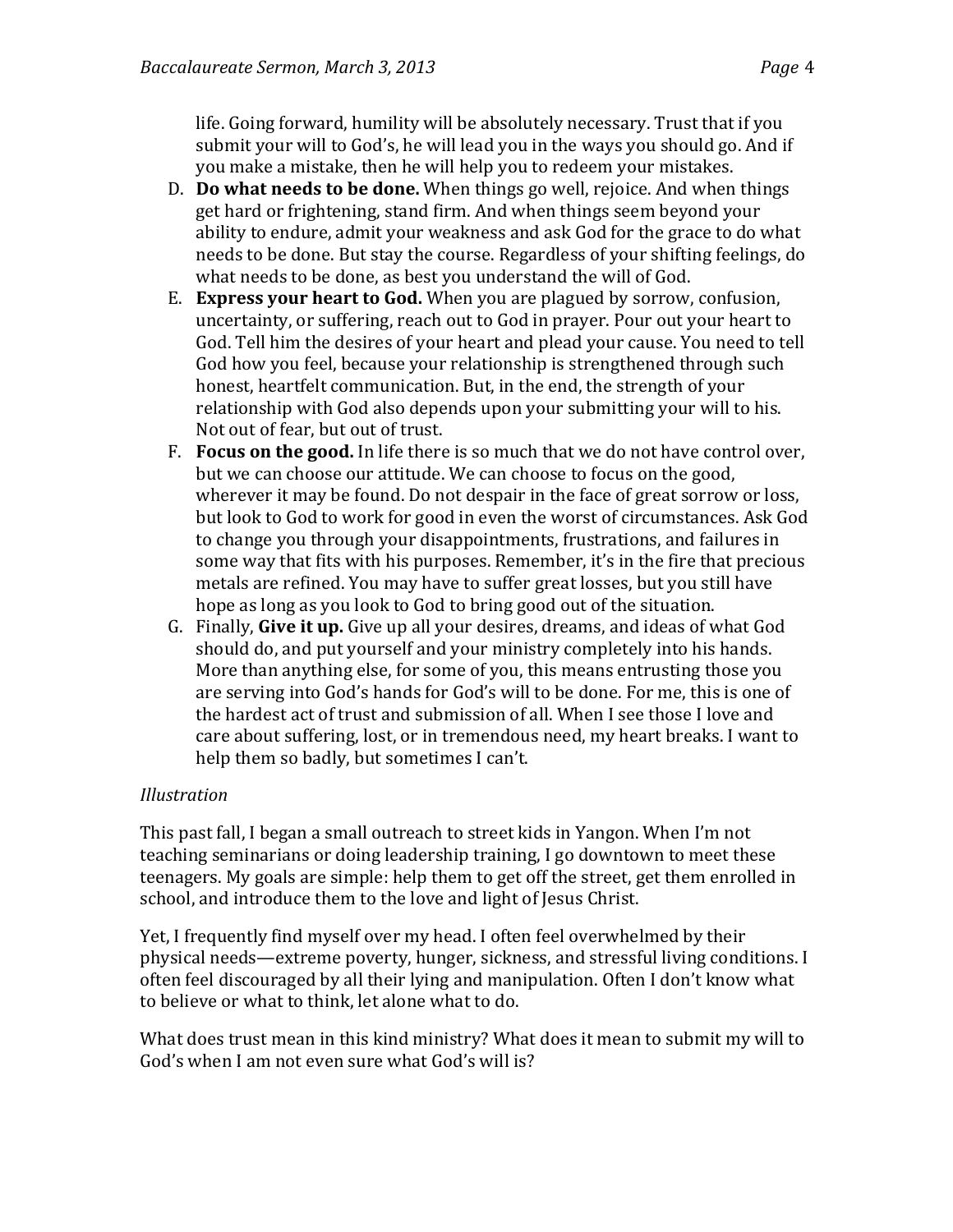life. Going forward, humility will be absolutely necessary. Trust that if you submit your will to God's, he will lead you in the ways you should go. And if you make a mistake, then he will help you to redeem your mistakes.

D. **Do what needs to be done.** When things go well, rejoice. And when things get hard or frightening, stand firm. And when things seem beyond your ability to endure, admit your weakness and ask God for the grace to do what needs to be done. But stay the course. Regardless of your shifting feelings, do what needs to be done, as best you understand the will of God.
E. **Express your heart to God.** When you are plagued by sorrow, confusion, uncertainty, or suffering, reach out to God in prayer. Pour out your heart to God. Tell him the desires of your heart and plead your cause. You need to tell God how you feel, because your relationship is strengthened through such honest, heartfelt communication. But, in the end, the strength of your relationship with God also depends upon your submitting your will to his. Not out of fear, but out of trust.
F. **Focus on the good.** In life there is so much that we do not have control over, but we can choose our attitude. We can choose to focus on the good, wherever it may be found. Do not despair in the face of great sorrow or loss, but look to God to work for good in even the worst of circumstances. Ask God to change you through your disappointments, frustrations, and failures in some way that fits with his purposes. Remember, it's in the fire that precious metals are refined. You may have to suffer great losses, but you still have hope as long as you look to God to bring good out of the situation.
G. Finally, **Give it up.** Give up all your desires, dreams, and ideas of what God should do, and put yourself and your ministry completely into his hands. More than anything else, for some of you, this means entrusting those you are serving into God's hands for God's will to be done. For me, this is one of the hardest act of trust and submission of all. When I see those I love and care about suffering, lost, or in tremendous need, my heart breaks. I want to help them so badly, but sometimes I can't.

*Illustration*

This past fall, I began a small outreach to street kids in Yangon. When I'm not teaching seminarians or doing leadership training, I go downtown to meet these teenagers. My goals are simple: help them to get off the street, get them enrolled in school, and introduce them to the love and light of Jesus Christ.

Yet, I frequently find myself over my head. I often feel overwhelmed by their physical needs—extreme poverty, hunger, sickness, and stressful living conditions. I often feel discouraged by all their lying and manipulation. Often I don't know what to believe or what to think, let alone what to do.

What does trust mean in this kind ministry? What does it mean to submit my will to God's when I am not even sure what God's will is?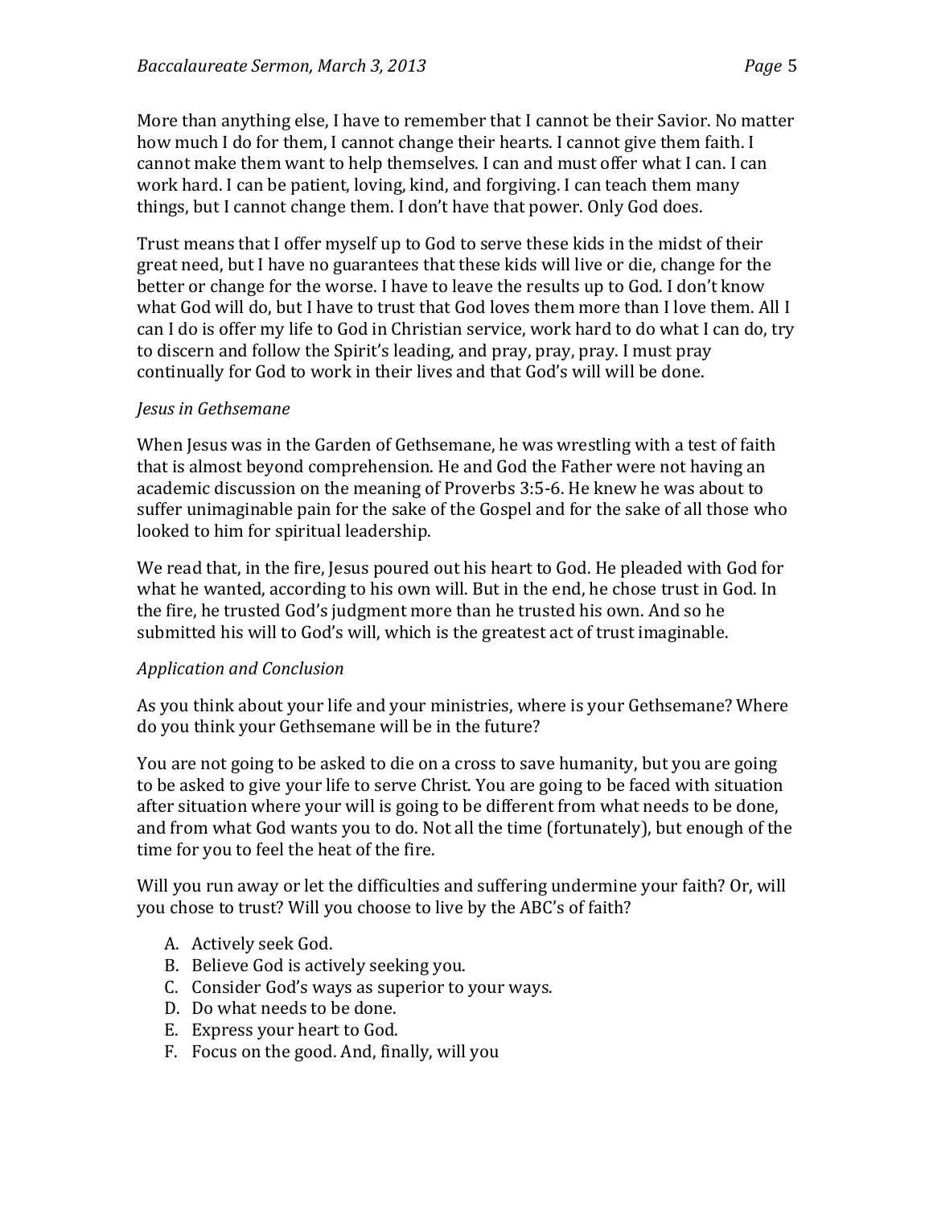More than anything else, I have to remember that I cannot be their Savior. No matter how much I do for them, I cannot change their hearts. I cannot give them faith. I cannot make them want to help themselves. I can and must offer what I can. I can work hard. I can be patient, loving, kind, and forgiving. I can teach them many things, but I cannot change them. I don't have that power. Only God does.

Trust means that I offer myself up to God to serve these kids in the midst of their great need, but I have no guarantees that these kids will live or die, change for the better or change for the worse. I have to leave the results up to God. I don't know what God will do, but I have to trust that God loves them more than I love them. All I can I do is offer my life to God in Christian service, work hard to do what I can do, try to discern and follow the Spirit's leading, and pray, pray, pray. I must pray continually for God to work in their lives and that God's will will be done.

*Jesus in Gethsemane*

When Jesus was in the Garden of Gethsemane, he was wrestling with a test of faith that is almost beyond comprehension. He and God the Father were not having an academic discussion on the meaning of Proverbs 3:5-6. He knew he was about to suffer unimaginable pain for the sake of the Gospel and for the sake of all those who looked to him for spiritual leadership.

We read that, in the fire, Jesus poured out his heart to God. He pleaded with God for what he wanted, according to his own will. But in the end, he chose trust in God. In the fire, he trusted God's judgment more than he trusted his own. And so he submitted his will to God's will, which is the greatest act of trust imaginable.

*Application and Conclusion*

As you think about your life and your ministries, where is your Gethsemane? Where do you think your Gethsemane will be in the future?

You are not going to be asked to die on a cross to save humanity, but you are going to be asked to give your life to serve Christ. You are going to be faced with situation after situation where your will is going to be different from what needs to be done, and from what God wants you to do. Not all the time (fortunately), but enough of the time for you to feel the heat of the fire.

Will you run away or let the difficulties and suffering undermine your faith? Or, will you chose to trust? Will you choose to live by the ABC's of faith?

A. Actively seek God.
B. Believe God is actively seeking you.
C. Consider God's ways as superior to your ways.
D. Do what needs to be done.
E. Express your heart to God.
F. Focus on the good. And, finally, will you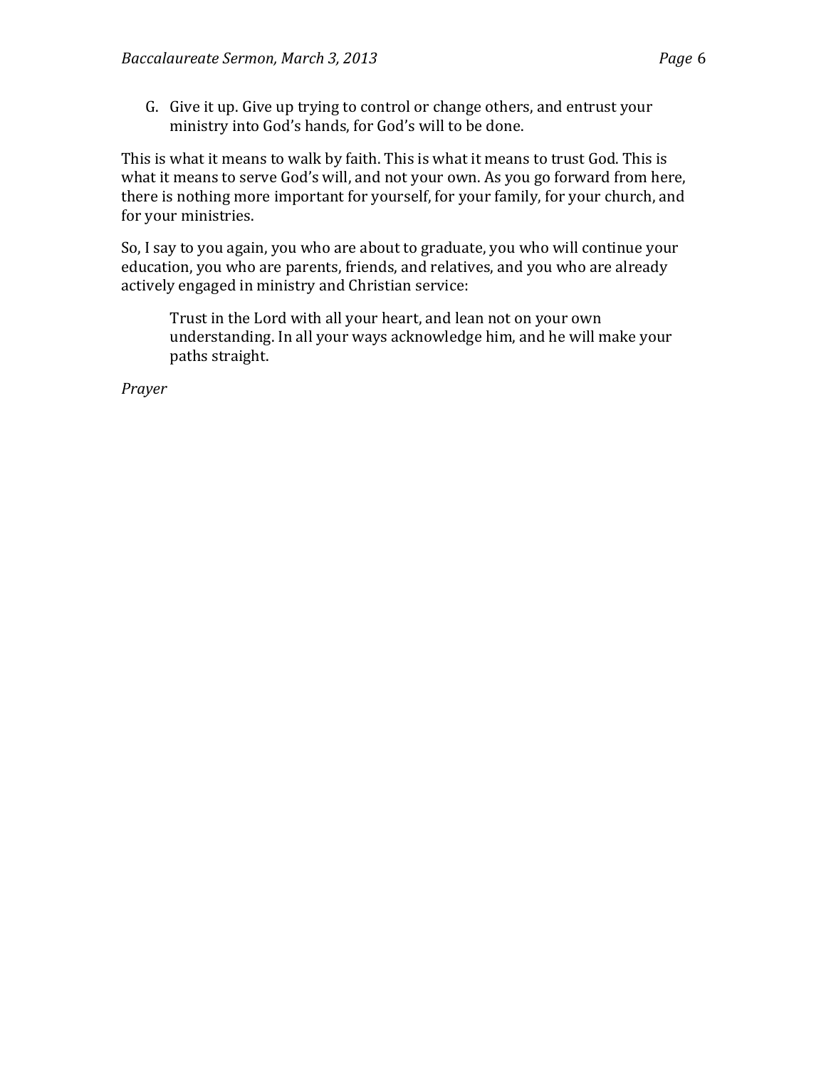G. Give it up. Give up trying to control or change others, and entrust your ministry into God's hands, for God's will to be done.

This is what it means to walk by faith. This is what it means to trust God. This is what it means to serve God's will, and not your own. As you go forward from here, there is nothing more important for yourself, for your family, for your church, and for your ministries.

So, I say to you again, you who are about to graduate, you who will continue your education, you who are parents, friends, and relatives, and you who are already actively engaged in ministry and Christian service:

> Trust in the Lord with all your heart, and lean not on your own understanding. In all your ways acknowledge him, and he will make your paths straight.

*Prayer*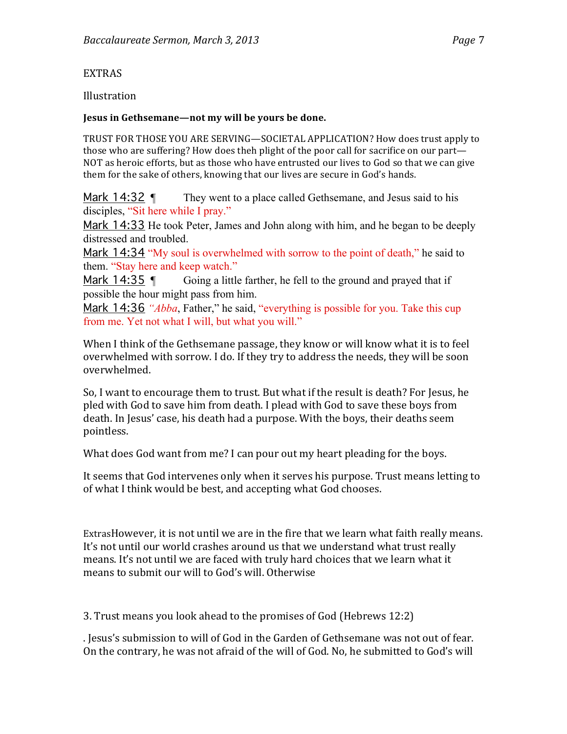EXTRAS

Illustration

**Jesus in Gethsemane—not my will be yours be done.**

TRUST FOR THOSE YOU ARE SERVING—SOCIETAL APPLICATION? How does trust apply to those who are suffering? How does theh plight of the poor call for sacrifice on our part—NOT as heroic efforts, but as those who have entrusted our lives to God so that we can give them for the sake of others, knowing that our lives are secure in God's hands.

Mark 14:32 ¶ They went to a place called Gethsemane, and Jesus said to his disciples, "Sit here while I pray."
Mark 14:33 He took Peter, James and John along with him, and he began to be deeply distressed and troubled.
Mark 14:34 "My soul is overwhelmed with sorrow to the point of death," he said to them. "Stay here and keep watch."
Mark 14:35 ¶ Going a little farther, he fell to the ground and prayed that if possible the hour might pass from him.
Mark 14:36 *"Abba*, Father," he said, "everything is possible for you. Take this cup from me. Yet not what I will, but what you will."

When I think of the Gethsemane passage, they know or will know what it is to feel overwhelmed with sorrow. I do. If they try to address the needs, they will be soon overwhelmed.

So, I want to encourage them to trust. But what if the result is death? For Jesus, he pled with God to save him from death. I plead with God to save these boys from death. In Jesus' case, his death had a purpose. With the boys, their deaths seem pointless.

What does God want from me? I can pour out my heart pleading for the boys.

It seems that God intervenes only when it serves his purpose. Trust means letting to of what I think would be best, and accepting what God chooses.

ExtrasHowever, it is not until we are in the fire that we learn what faith really means. It's not until our world crashes around us that we understand what trust really means. It's not until we are faced with truly hard choices that we learn what it means to submit our will to God's will. Otherwise

3. Trust means you look ahead to the promises of God (Hebrews 12:2)

. Jesus's submission to will of God in the Garden of Gethsemane was not out of fear. On the contrary, he was not afraid of the will of God. No, he submitted to God's will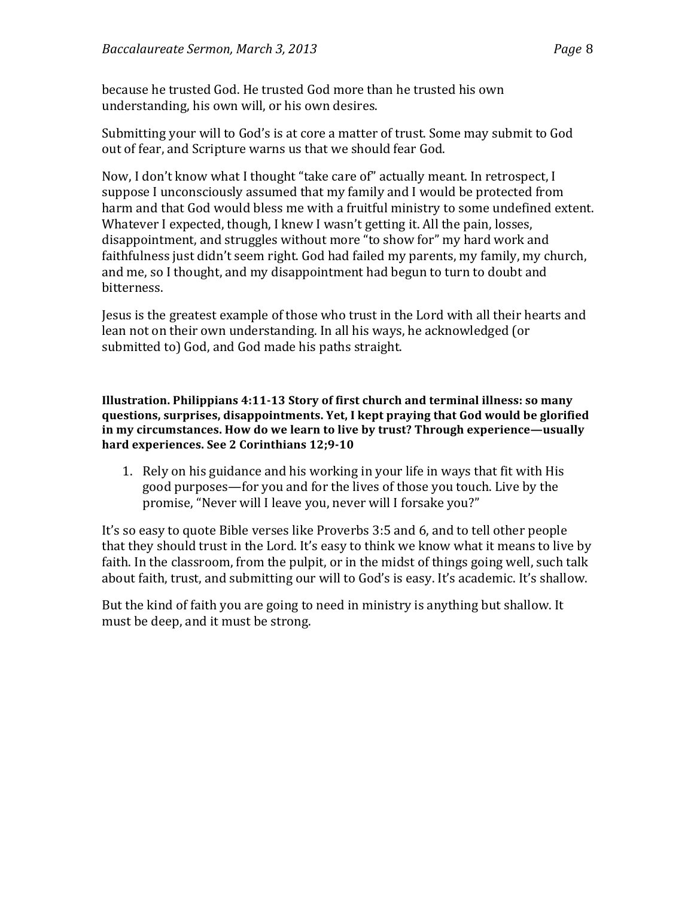because he trusted God. He trusted God more than he trusted his own understanding, his own will, or his own desires.

Submitting your will to God's is at core a matter of trust. Some may submit to God out of fear, and Scripture warns us that we should fear God.

Now, I don't know what I thought "take care of" actually meant. In retrospect, I suppose I unconsciously assumed that my family and I would be protected from harm and that God would bless me with a fruitful ministry to some undefined extent. Whatever I expected, though, I knew I wasn't getting it. All the pain, losses, disappointment, and struggles without more "to show for" my hard work and faithfulness just didn't seem right. God had failed my parents, my family, my church, and me, so I thought, and my disappointment had begun to turn to doubt and bitterness.

Jesus is the greatest example of those who trust in the Lord with all their hearts and lean not on their own understanding. In all his ways, he acknowledged (or submitted to) God, and God made his paths straight.

**Illustration. Philippians 4:11-13 Story of first church and terminal illness: so many questions, surprises, disappointments. Yet, I kept praying that God would be glorified in my circumstances. How do we learn to live by trust? Through experience—usually hard experiences. See 2 Corinthians 12;9-10**

1. Rely on his guidance and his working in your life in ways that fit with His good purposes—for you and for the lives of those you touch. Live by the promise, "Never will I leave you, never will I forsake you?"

It's so easy to quote Bible verses like Proverbs 3:5 and 6, and to tell other people that they should trust in the Lord. It's easy to think we know what it means to live by faith. In the classroom, from the pulpit, or in the midst of things going well, such talk about faith, trust, and submitting our will to God's is easy. It's academic. It's shallow.

But the kind of faith you are going to need in ministry is anything but shallow. It must be deep, and it must be strong.